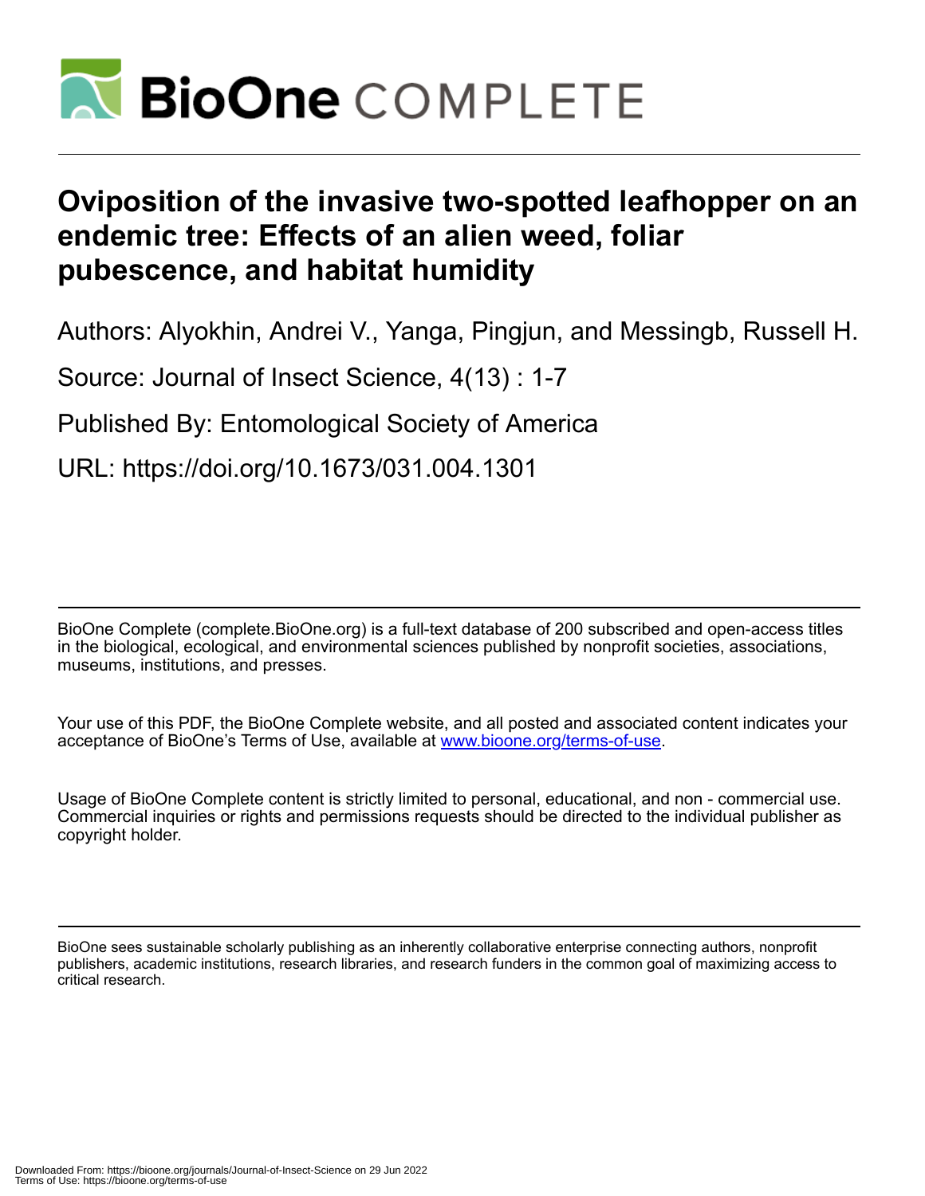# Oviposition of the invasive two-spotted leafhopper on an endemic tree: Effects of an alien weed, foliar pubescence, and habitat humidity

Authors: Alyokhin, Andrei V., Yanga, Pingjun, and Messingb, Russell H.

Source: Journal of Insect Science, 4(13) : 1-7

Published By: Entomological Society of America

URL: https://doi.org/10.1673/031.004.1301

BioOne Complete (complete.BioOne.org) is a full-text database of 200 subscribed and open-access titles in the biological, ecological, and environmental sciences published by nonprofit societies, associations, museums, institutions, and presses.

Your use of this PDF, the BioOne Complete website, and all posted and associated content indicates your acceptance of BioOne's Terms of Use, available at www.bioone.org/terms-of-use.

Usage of BioOne Complete content is strictly limited to personal, educational, and non - commercial use. Commercial inquiries or rights and permissions requests should be directed to the individual publisher as copyright holder.

BioOne sees sustainable scholarly publishing as an inherently collaborative enterprise connecting authors, nonprofit publishers, academic institutions, research libraries, and research funders in the common goal of maximizing access to critical research.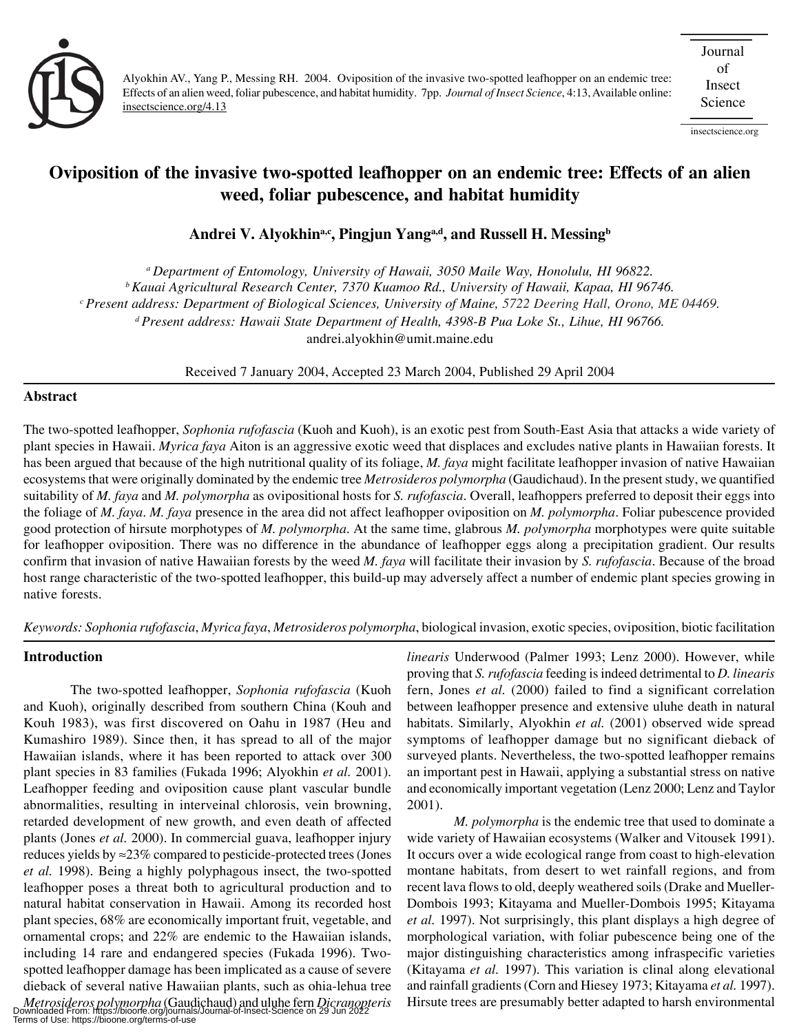Alyokhin AV., Yang P., Messing RH. 2004. Oviposition of the invasive two-spotted leafhopper on an endemic tree: Effects of an alien weed, foliar pubescence, and habitat humidity. 7pp. *Journal of Insect Science*, 4:13, Available online: insectscience.org/4.13

# Oviposition of the invasive two-spotted leafhopper on an endemic tree: Effects of an alien weed, foliar pubescence, and habitat humidity

**Andrei V. Alyokhin[a,c], Pingjun Yang[a,d], and Russell H. Messing[b]**

[a] *Department of Entomology, University of Hawaii, 3050 Maile Way, Honolulu, HI 96822.*
[b] *Kauai Agricultural Research Center, 7370 Kuamoo Rd., University of Hawaii, Kapaa, HI 96746.*
[c] *Present address: Department of Biological Sciences, University of Maine, 5722 Deering Hall, Orono, ME 04469.*
[d] *Present address: Hawaii State Department of Health, 4398-B Pua Loke St., Lihue, HI 96766.*
andrei.alyokhin@umit.maine.edu

Received 7 January 2004, Accepted 23 March 2004, Published 29 April 2004

## Abstract

The two-spotted leafhopper, *Sophonia rufofascia* (Kuoh and Kuoh), is an exotic pest from South-East Asia that attacks a wide variety of plant species in Hawaii. *Myrica faya* Aiton is an aggressive exotic weed that displaces and excludes native plants in Hawaiian forests. It has been argued that because of the high nutritional quality of its foliage, *M. faya* might facilitate leafhopper invasion of native Hawaiian ecosystems that were originally dominated by the endemic tree *Metrosideros polymorpha* (Gaudichaud). In the present study, we quantified suitability of *M. faya* and *M. polymorpha* as ovipositional hosts for *S. rufofascia*. Overall, leafhoppers preferred to deposit their eggs into the foliage of *M. faya*. *M. faya* presence in the area did not affect leafhopper oviposition on *M. polymorpha*. Foliar pubescence provided good protection of hirsute morphotypes of *M. polymorpha*. At the same time, glabrous *M. polymorpha* morphotypes were quite suitable for leafhopper oviposition. There was no difference in the abundance of leafhopper eggs along a precipitation gradient. Our results confirm that invasion of native Hawaiian forests by the weed *M. faya* will facilitate their invasion by *S. rufofascia*. Because of the broad host range characteristic of the two-spotted leafhopper, this build-up may adversely affect a number of endemic plant species growing in native forests.

*Keywords: Sophonia rufofascia*, *Myrica faya*, *Metrosideros polymorpha*, biological invasion, exotic species, oviposition, biotic facilitation

## Introduction

The two-spotted leafhopper, *Sophonia rufofascia* (Kuoh and Kuoh), originally described from southern China (Kouh and Kouh 1983), was first discovered on Oahu in 1987 (Heu and Kumashiro 1989). Since then, it has spread to all of the major Hawaiian islands, where it has been reported to attack over 300 plant species in 83 families (Fukada 1996; Alyokhin *et al.* 2001). Leafhopper feeding and oviposition cause plant vascular bundle abnormalities, resulting in interveinal chlorosis, vein browning, retarded development of new growth, and even death of affected plants (Jones *et al.* 2000). In commercial guava, leafhopper injury reduces yields by ≈23% compared to pesticide-protected trees (Jones *et al.* 1998). Being a highly polyphagous insect, the two-spotted leafhopper poses a threat both to agricultural production and to natural habitat conservation in Hawaii. Among its recorded host plant species, 68% are economically important fruit, vegetable, and ornamental crops; and 22% are endemic to the Hawaiian islands, including 14 rare and endangered species (Fukada 1996). Two-spotted leafhopper damage has been implicated as a cause of severe dieback of several native Hawaiian plants, such as ohia-lehua tree *Metrosideros polymorpha* (Gaudichaud) and uluhe fern *Dicranopteris linearis* Underwood (Palmer 1993; Lenz 2000). However, while proving that *S. rufofascia* feeding is indeed detrimental to *D. linearis* fern, Jones *et al.* (2000) failed to find a significant correlation between leafhopper presence and extensive uluhe death in natural habitats. Similarly, Alyokhin *et al.* (2001) observed wide spread symptoms of leafhopper damage but no significant dieback of surveyed plants. Nevertheless, the two-spotted leafhopper remains an important pest in Hawaii, applying a substantial stress on native and economically important vegetation (Lenz 2000; Lenz and Taylor 2001).

*M. polymorpha* is the endemic tree that used to dominate a wide variety of Hawaiian ecosystems (Walker and Vitousek 1991). It occurs over a wide ecological range from coast to high-elevation montane habitats, from desert to wet rainfall regions, and from recent lava flows to old, deeply weathered soils (Drake and Mueller-Dombois 1993; Kitayama and Mueller-Dombois 1995; Kitayama *et al.* 1997). Not surprisingly, this plant displays a high degree of morphological variation, with foliar pubescence being one of the major distinguishing characteristics among infraspecific varieties (Kitayama *et al.* 1997). This variation is clinal along elevational and rainfall gradients (Corn and Hiesey 1973; Kitayama *et al.* 1997). Hirsute trees are presumably better adapted to harsh environmental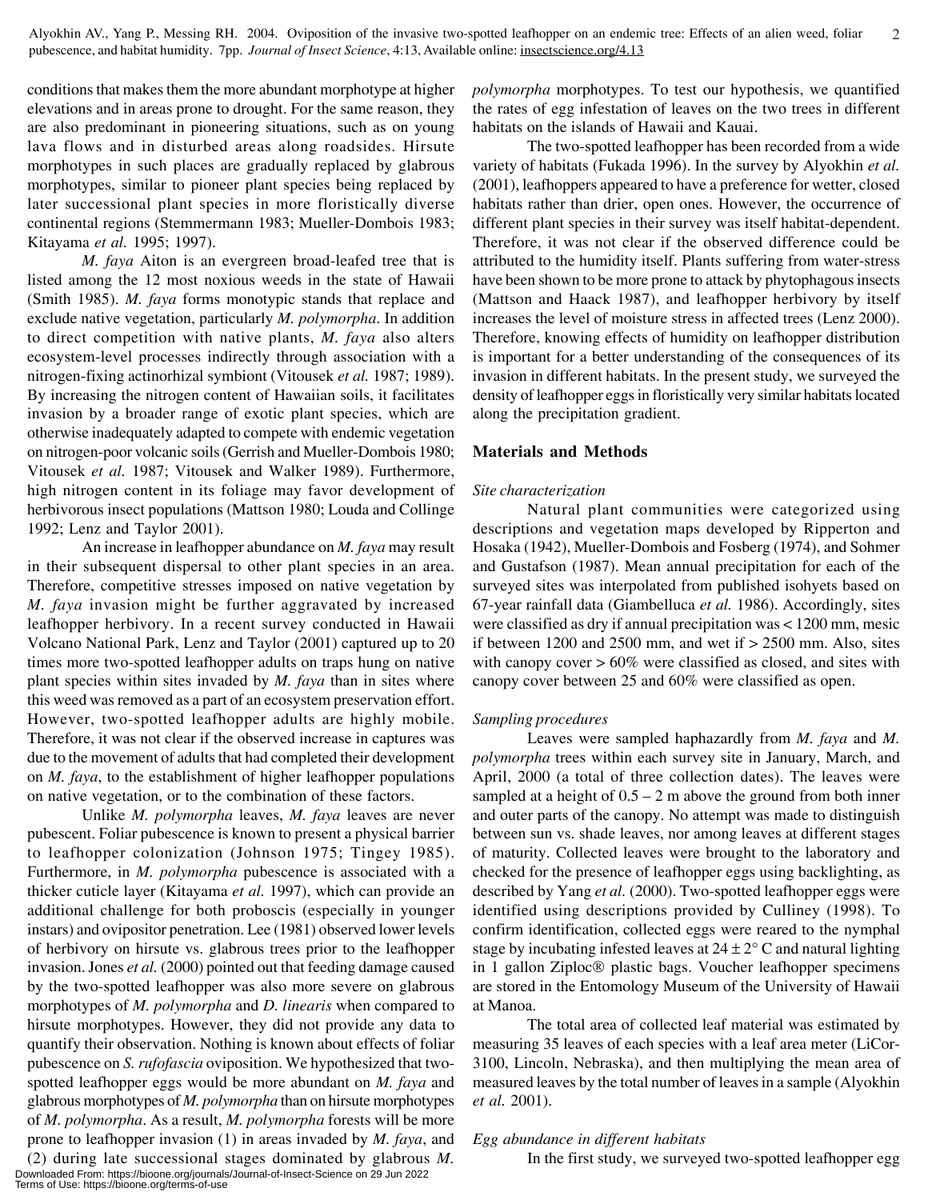conditions that makes them the more abundant morphotype at higher elevations and in areas prone to drought. For the same reason, they are also predominant in pioneering situations, such as on young lava flows and in disturbed areas along roadsides. Hirsute morphotypes in such places are gradually replaced by glabrous morphotypes, similar to pioneer plant species being replaced by later successional plant species in more floristically diverse continental regions (Stemmermann 1983; Mueller-Dombois 1983; Kitayama *et al.* 1995; 1997).

*M. faya* Aiton is an evergreen broad-leafed tree that is listed among the 12 most noxious weeds in the state of Hawaii (Smith 1985). *M. faya* forms monotypic stands that replace and exclude native vegetation, particularly *M. polymorpha*. In addition to direct competition with native plants, *M. faya* also alters ecosystem-level processes indirectly through association with a nitrogen-fixing actinorhizal symbiont (Vitousek *et al.* 1987; 1989). By increasing the nitrogen content of Hawaiian soils, it facilitates invasion by a broader range of exotic plant species, which are otherwise inadequately adapted to compete with endemic vegetation on nitrogen-poor volcanic soils (Gerrish and Mueller-Dombois 1980; Vitousek *et al.* 1987; Vitousek and Walker 1989). Furthermore, high nitrogen content in its foliage may favor development of herbivorous insect populations (Mattson 1980; Louda and Collinge 1992; Lenz and Taylor 2001).

An increase in leafhopper abundance on *M. faya* may result in their subsequent dispersal to other plant species in an area. Therefore, competitive stresses imposed on native vegetation by *M. faya* invasion might be further aggravated by increased leafhopper herbivory. In a recent survey conducted in Hawaii Volcano National Park, Lenz and Taylor (2001) captured up to 20 times more two-spotted leafhopper adults on traps hung on native plant species within sites invaded by *M. faya* than in sites where this weed was removed as a part of an ecosystem preservation effort. However, two-spotted leafhopper adults are highly mobile. Therefore, it was not clear if the observed increase in captures was due to the movement of adults that had completed their development on *M. faya*, to the establishment of higher leafhopper populations on native vegetation, or to the combination of these factors.

Unlike *M. polymorpha* leaves, *M. faya* leaves are never pubescent. Foliar pubescence is known to present a physical barrier to leafhopper colonization (Johnson 1975; Tingey 1985). Furthermore, in *M. polymorpha* pubescence is associated with a thicker cuticle layer (Kitayama *et al.* 1997), which can provide an additional challenge for both proboscis (especially in younger instars) and ovipositor penetration. Lee (1981) observed lower levels of herbivory on hirsute vs. glabrous trees prior to the leafhopper invasion. Jones *et al.* (2000) pointed out that feeding damage caused by the two-spotted leafhopper was also more severe on glabrous morphotypes of *M. polymorpha* and *D. linearis* when compared to hirsute morphotypes. However, they did not provide any data to quantify their observation. Nothing is known about effects of foliar pubescence on *S. rufofascia* oviposition. We hypothesized that two-spotted leafhopper eggs would be more abundant on *M. faya* and glabrous morphotypes of *M. polymorpha* than on hirsute morphotypes of *M. polymorpha*. As a result, *M. polymorpha* forests will be more prone to leafhopper invasion (1) in areas invaded by *M. faya*, and (2) during late successional stages dominated by glabrous *M. polymorpha* morphotypes. To test our hypothesis, we quantified the rates of egg infestation of leaves on the two trees in different habitats on the islands of Hawaii and Kauai.

The two-spotted leafhopper has been recorded from a wide variety of habitats (Fukada 1996). In the survey by Alyokhin *et al.* (2001), leafhoppers appeared to have a preference for wetter, closed habitats rather than drier, open ones. However, the occurrence of different plant species in their survey was itself habitat-dependent. Therefore, it was not clear if the observed difference could be attributed to the humidity itself. Plants suffering from water-stress have been shown to be more prone to attack by phytophagous insects (Mattson and Haack 1987), and leafhopper herbivory by itself increases the level of moisture stress in affected trees (Lenz 2000). Therefore, knowing effects of humidity on leafhopper distribution is important for a better understanding of the consequences of its invasion in different habitats. In the present study, we surveyed the density of leafhopper eggs in floristically very similar habitats located along the precipitation gradient.

## Materials and Methods

### *Site characterization*

Natural plant communities were categorized using descriptions and vegetation maps developed by Ripperton and Hosaka (1942), Mueller-Dombois and Fosberg (1974), and Sohmer and Gustafson (1987). Mean annual precipitation for each of the surveyed sites was interpolated from published isohyets based on 67-year rainfall data (Giambelluca *et al.* 1986). Accordingly, sites were classified as dry if annual precipitation was < 1200 mm, mesic if between 1200 and 2500 mm, and wet if > 2500 mm. Also, sites with canopy cover > 60% were classified as closed, and sites with canopy cover between 25 and 60% were classified as open.

### *Sampling procedures*

Leaves were sampled haphazardly from *M. faya* and *M. polymorpha* trees within each survey site in January, March, and April, 2000 (a total of three collection dates). The leaves were sampled at a height of 0.5 – 2 m above the ground from both inner and outer parts of the canopy. No attempt was made to distinguish between sun vs. shade leaves, nor among leaves at different stages of maturity. Collected leaves were brought to the laboratory and checked for the presence of leafhopper eggs using backlighting, as described by Yang *et al.* (2000). Two-spotted leafhopper eggs were identified using descriptions provided by Culliney (1998). To confirm identification, collected eggs were reared to the nymphal stage by incubating infested leaves at 24 ± 2° C and natural lighting in 1 gallon Ziploc® plastic bags. Voucher leafhopper specimens are stored in the Entomology Museum of the University of Hawaii at Manoa.

The total area of collected leaf material was estimated by measuring 35 leaves of each species with a leaf area meter (LiCor-3100, Lincoln, Nebraska), and then multiplying the mean area of measured leaves by the total number of leaves in a sample (Alyokhin *et al.* 2001).

### *Egg abundance in different habitats*

In the first study, we surveyed two-spotted leafhopper egg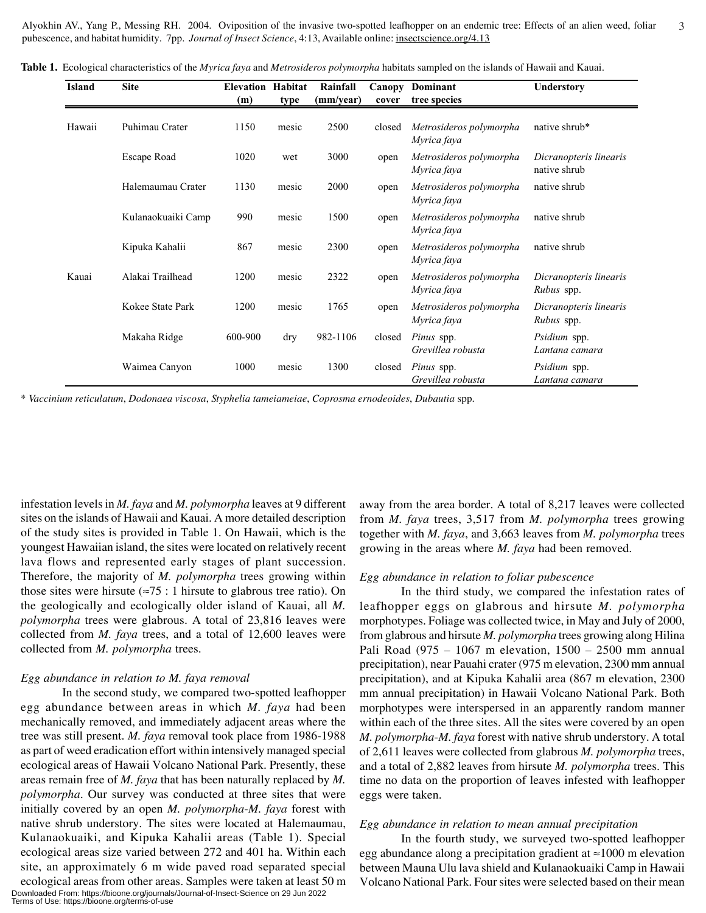**Table 1.** Ecological characteristics of the *Myrica faya* and *Metrosideros polymorpha* habitats sampled on the islands of Hawaii and Kauai.

| Island | Site | Elevation (m) | Habitat type | Rainfall (mm/year) | Canopy cover | Dominant tree species | Understory |
|---|---|---|---|---|---|---|---|
| Hawaii | Puhimau Crater | 1150 | mesic | 2500 | closed | *Metrosideros polymorpha* *Myrica faya* | native shrub* |
| | Escape Road | 1020 | wet | 3000 | open | *Metrosideros polymorpha* *Myrica faya* | *Dicranopteris linearis* native shrub |
| | Halemaumau Crater | 1130 | mesic | 2000 | open | *Metrosideros polymorpha* *Myrica faya* | native shrub |
| | Kulanaokuaiki Camp | 990 | mesic | 1500 | open | *Metrosideros polymorpha* *Myrica faya* | native shrub |
| | Kipuka Kahalii | 867 | mesic | 2300 | open | *Metrosideros polymorpha* *Myrica faya* | native shrub |
| Kauai | Alakai Trailhead | 1200 | mesic | 2322 | open | *Metrosideros polymorpha* *Myrica faya* | *Dicranopteris linearis* *Rubus* spp. |
| | Kokee State Park | 1200 | mesic | 1765 | open | *Metrosideros polymorpha* *Myrica faya* | *Dicranopteris linearis* *Rubus* spp. |
| | Makaha Ridge | 600-900 | dry | 982-1106 | closed | *Pinus* spp. *Grevillea robusta* | *Psidium* spp. *Lantana camara* |
| | Waimea Canyon | 1000 | mesic | 1300 | closed | *Pinus* spp. *Grevillea robusta* | *Psidium* spp. *Lantana camara* |

\* *Vaccinium reticulatum*, *Dodonaea viscosa*, *Styphelia tameiameiae*, *Coprosma ernodeoides*, *Dubautia* spp.

infestation levels in *M. faya* and *M. polymorpha* leaves at 9 different sites on the islands of Hawaii and Kauai. A more detailed description of the study sites is provided in Table 1. On Hawaii, which is the youngest Hawaiian island, the sites were located on relatively recent lava flows and represented early stages of plant succession. Therefore, the majority of *M. polymorpha* trees growing within those sites were hirsute (≈75 : 1 hirsute to glabrous tree ratio). On the geologically and ecologically older island of Kauai, all *M. polymorpha* trees were glabrous. A total of 23,816 leaves were collected from *M. faya* trees, and a total of 12,600 leaves were collected from *M. polymorpha* trees.

### *Egg abundance in relation to M. faya removal*

In the second study, we compared two-spotted leafhopper egg abundance between areas in which *M. faya* had been mechanically removed, and immediately adjacent areas where the tree was still present. *M. faya* removal took place from 1986-1988 as part of weed eradication effort within intensively managed special ecological areas of Hawaii Volcano National Park. Presently, these areas remain free of *M. faya* that has been naturally replaced by *M. polymorpha*. Our survey was conducted at three sites that were initially covered by an open *M. polymorpha-M. faya* forest with native shrub understory. The sites were located at Halemaumau, Kulanaokuaiki, and Kipuka Kahalii areas (Table 1). Special ecological areas size varied between 272 and 401 ha. Within each site, an approximately 6 m wide paved road separated special ecological areas from other areas. Samples were taken at least 50 m away from the area border. A total of 8,217 leaves were collected from *M. faya* trees, 3,517 from *M. polymorpha* trees growing together with *M. faya*, and 3,663 leaves from *M. polymorpha* trees growing in the areas where *M. faya* had been removed.

### *Egg abundance in relation to foliar pubescence*

In the third study, we compared the infestation rates of leafhopper eggs on glabrous and hirsute *M. polymorpha* morphotypes. Foliage was collected twice, in May and July of 2000, from glabrous and hirsute *M. polymorpha* trees growing along Hilina Pali Road (975 – 1067 m elevation, 1500 – 2500 mm annual precipitation), near Pauahi crater (975 m elevation, 2300 mm annual precipitation), and at Kipuka Kahalii area (867 m elevation, 2300 mm annual precipitation) in Hawaii Volcano National Park. Both morphotypes were interspersed in an apparently random manner within each of the three sites. All the sites were covered by an open *M. polymorpha-M. faya* forest with native shrub understory. A total of 2,611 leaves were collected from glabrous *M. polymorpha* trees, and a total of 2,882 leaves from hirsute *M. polymorpha* trees. This time no data on the proportion of leaves infested with leafhopper eggs were taken.

### *Egg abundance in relation to mean annual precipitation*

In the fourth study, we surveyed two-spotted leafhopper egg abundance along a precipitation gradient at ≈1000 m elevation between Mauna Ulu lava shield and Kulanaokuaiki Camp in Hawaii Volcano National Park. Four sites were selected based on their mean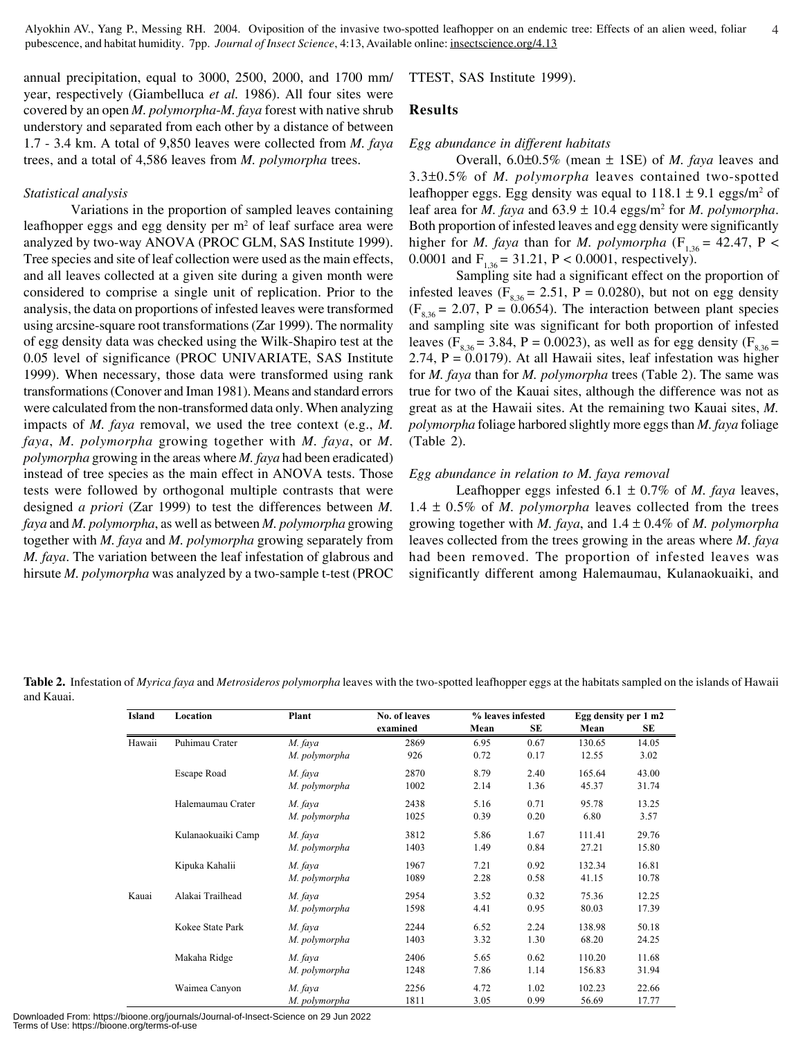annual precipitation, equal to 3000, 2500, 2000, and 1700 mm/year, respectively (Giambelluca *et al.* 1986). All four sites were covered by an open *M. polymorpha-M. faya* forest with native shrub understory and separated from each other by a distance of between 1.7 - 3.4 km. A total of 9,850 leaves were collected from *M. faya* trees, and a total of 4,586 leaves from *M. polymorpha* trees.

*Statistical analysis*

Variations in the proportion of sampled leaves containing leafhopper eggs and egg density per $m^2$ of leaf surface area were analyzed by two-way ANOVA (PROC GLM, SAS Institute 1999). Tree species and site of leaf collection were used as the main effects, and all leaves collected at a given site during a given month were considered to comprise a single unit of replication. Prior to the analysis, the data on proportions of infested leaves were transformed using arcsine-square root transformations (Zar 1999). The normality of egg density data was checked using the Wilk-Shapiro test at the 0.05 level of significance (PROC UNIVARIATE, SAS Institute 1999). When necessary, those data were transformed using rank transformations (Conover and Iman 1981). Means and standard errors were calculated from the non-transformed data only. When analyzing impacts of *M. faya* removal, we used the tree context (e.g., *M. faya*, *M. polymorpha* growing together with *M. faya*, or *M. polymorpha* growing in the areas where *M. faya* had been eradicated) instead of tree species as the main effect in ANOVA tests. Those tests were followed by orthogonal multiple contrasts that were designed *a priori* (Zar 1999) to test the differences between *M. faya* and *M. polymorpha*, as well as between *M. polymorpha* growing together with *M. faya* and *M. polymorpha* growing separately from *M. faya*. The variation between the leaf infestation of glabrous and hirsute *M. polymorpha* was analyzed by a two-sample t-test (PROC TTEST, SAS Institute 1999).

## Results

*Egg abundance in different habitats*

Overall, 6.0±0.5% (mean ± 1SE) of *M. faya* leaves and 3.3±0.5% of *M. polymorpha* leaves contained two-spotted leafhopper eggs. Egg density was equal to 118.1 ± 9.1 eggs/$m^2$ of leaf area for *M. faya* and 63.9 ± 10.4 eggs/$m^2$ for *M. polymorpha*. Both proportion of infested leaves and egg density were significantly higher for *M. faya* than for *M. polymorpha* ($F_{1,36} = 42.47$, $P < 0.0001$ and $F_{1,36} = 31.21$, $P < 0.0001$, respectively).

Sampling site had a significant effect on the proportion of infested leaves ($F_{8,36} = 2.51$, $P = 0.0280$), but not on egg density ($F_{8,36} = 2.07$, $P = 0.0654$). The interaction between plant species and sampling site was significant for both proportion of infested leaves ($F_{8,36} = 3.84$, $P = 0.0023$), as well as for egg density ($F_{8,36} = 2.74$, $P = 0.0179$). At all Hawaii sites, leaf infestation was higher for *M. faya* than for *M. polymorpha* trees (Table 2). The same was true for two of the Kauai sites, although the difference was not as great as at the Hawaii sites. At the remaining two Kauai sites, *M. polymorpha* foliage harbored slightly more eggs than *M. faya* foliage (Table 2).

*Egg abundance in relation to M. faya removal*

Leafhopper eggs infested 6.1 ± 0.7% of *M. faya* leaves, 1.4 ± 0.5% of *M. polymorpha* leaves collected from the trees growing together with *M. faya*, and 1.4 ± 0.4% of *M. polymorpha* leaves collected from the trees growing in the areas where *M. faya* had been removed. The proportion of infested leaves was significantly different among Halemaumau, Kulanaokuaiki, and

**Table 2.** Infestation of *Myrica faya* and *Metrosideros polymorpha* leaves with the two-spotted leafhopper eggs at the habitats sampled on the islands of Hawaii and Kauai.

| Island | Location | Plant | No. of leaves examined | % leaves infested | | Egg density per 1 m2 | |
|---|---|---|---|---|---|---|---|
| | | | | Mean | SE | Mean | SE |
| Hawaii | Puhimau Crater | *M. faya* | 2869 | 6.95 | 0.67 | 130.65 | 14.05 |
| | | *M. polymorpha* | 926 | 0.72 | 0.17 | 12.55 | 3.02 |
| | Escape Road | *M. faya* | 2870 | 8.79 | 2.40 | 165.64 | 43.00 |
| | | *M. polymorpha* | 1002 | 2.14 | 1.36 | 45.37 | 31.74 |
| | Halemaumau Crater | *M. faya* | 2438 | 5.16 | 0.71 | 95.78 | 13.25 |
| | | *M. polymorpha* | 1025 | 0.39 | 0.20 | 6.80 | 3.57 |
| | Kulanaokuaiki Camp | *M. faya* | 3812 | 5.86 | 1.67 | 111.41 | 29.76 |
| | | *M. polymorpha* | 1403 | 1.49 | 0.84 | 27.21 | 15.80 |
| | Kipuka Kahalii | *M. faya* | 1967 | 7.21 | 0.92 | 132.34 | 16.81 |
| | | *M. polymorpha* | 1089 | 2.28 | 0.58 | 41.15 | 10.78 |
| Kauai | Alakai Trailhead | *M. faya* | 2954 | 3.52 | 0.32 | 75.36 | 12.25 |
| | | *M. polymorpha* | 1598 | 4.41 | 0.95 | 80.03 | 17.39 |
| | Kokee State Park | *M. faya* | 2244 | 6.52 | 2.24 | 138.98 | 50.18 |
| | | *M. polymorpha* | 1403 | 3.32 | 1.30 | 68.20 | 24.25 |
| | Makaha Ridge | *M. faya* | 2406 | 5.65 | 0.62 | 110.20 | 11.68 |
| | | *M. polymorpha* | 1248 | 7.86 | 1.14 | 156.83 | 31.94 |
| | Waimea Canyon | *M. faya* | 2256 | 4.72 | 1.02 | 102.23 | 22.66 |
| | | *M. polymorpha* | 1811 | 3.05 | 0.99 | 56.69 | 17.77 |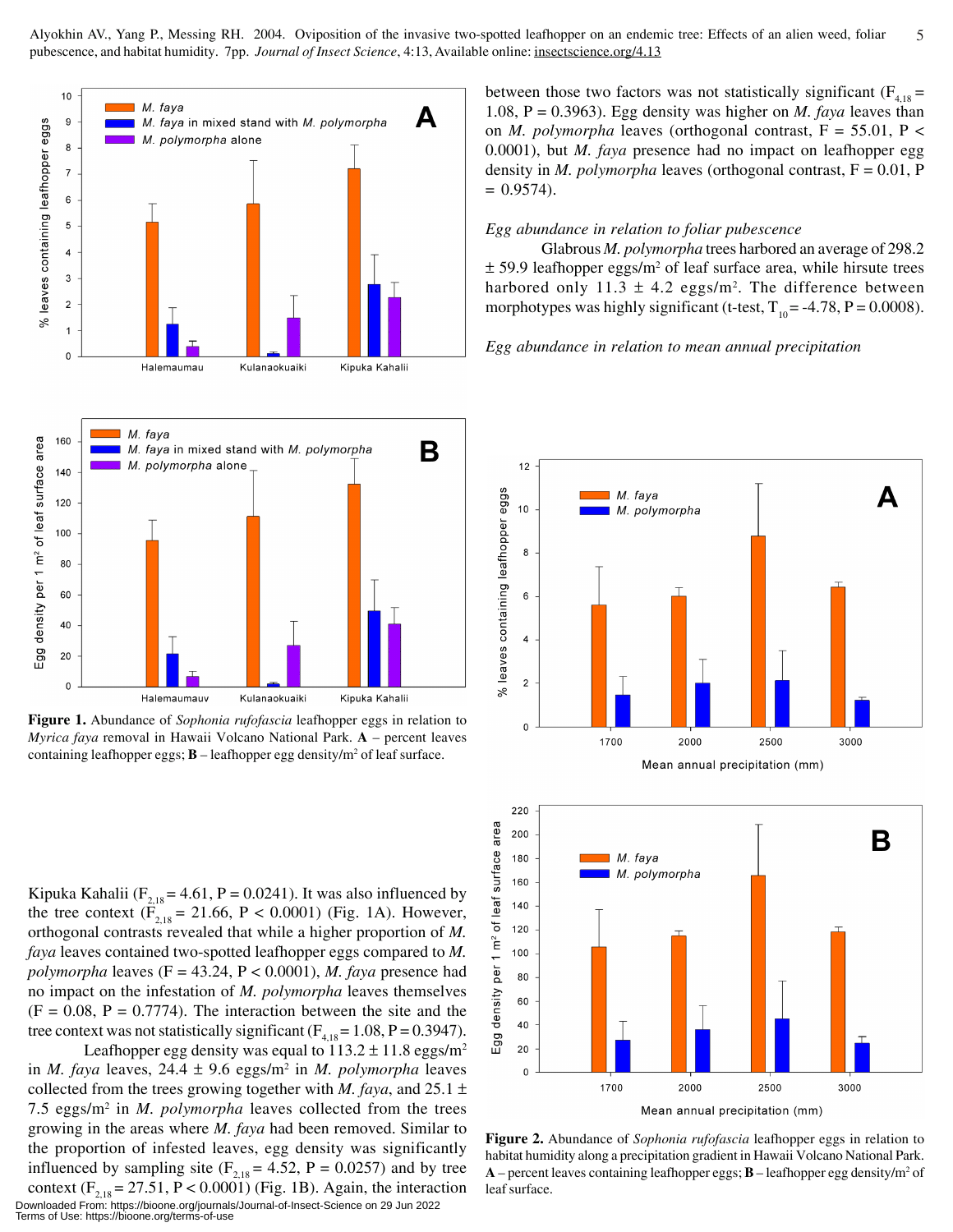**Figure 1.** Abundance of *Sophonia rufofascia* leafhopper eggs in relation to *Myrica faya* removal in Hawaii Volcano National Park. **A** – percent leaves containing leafhopper eggs; **B** – leafhopper egg density/m$^2$ of leaf surface.

Kipuka Kahalii ($F_{2,18} = 4.61$, $P = 0.0241$). It was also influenced by the tree context ($F_{2,18} = 21.66$, $P < 0.0001$) (Fig. 1A). However, orthogonal contrasts revealed that while a higher proportion of *M. faya* leaves contained two-spotted leafhopper eggs compared to *M. polymorpha* leaves ($F = 43.24$, $P < 0.0001$), *M. faya* presence had no impact on the infestation of *M. polymorpha* leaves themselves ($F = 0.08$, $P = 0.7774$). The interaction between the site and the tree context was not statistically significant ($F_{4,18} = 1.08$, $P = 0.3947$).

Leafhopper egg density was equal to 113.2 ± 11.8 eggs/m$^2$ in *M. faya* leaves, 24.4 ± 9.6 eggs/m$^2$ in *M. polymorpha* leaves collected from the trees growing together with *M. faya*, and 25.1 ± 7.5 eggs/m$^2$ in *M. polymorpha* leaves collected from the trees growing in the areas where *M. faya* had been removed. Similar to the proportion of infested leaves, egg density was significantly influenced by sampling site ($F_{2,18} = 4.52$, $P = 0.0257$) and by tree context ($F_{2,18} = 27.51$, $P < 0.0001$) (Fig. 1B). Again, the interaction between those two factors was not statistically significant ($F_{4,18} = 1.08$, $P = 0.3963$). Egg density was higher on *M. faya* leaves than on *M. polymorpha* leaves (orthogonal contrast, $F = 55.01$, $P < 0.0001$), but *M. faya* presence had no impact on leafhopper egg density in *M. polymorpha* leaves (orthogonal contrast, $F = 0.01$, $P = 0.9574$).

*Egg abundance in relation to foliar pubescence*

Glabrous *M. polymorpha* trees harbored an average of 298.2 ± 59.9 leafhopper eggs/m$^2$ of leaf surface area, while hirsute trees harbored only 11.3 ± 4.2 eggs/m$^2$. The difference between morphotypes was highly significant (t-test, $T_{10} = -4.78$, $P = 0.0008$).

*Egg abundance in relation to mean annual precipitation*

**Figure 2.** Abundance of *Sophonia rufofascia* leafhopper eggs in relation to habitat humidity along a precipitation gradient in Hawaii Volcano National Park. **A** – percent leaves containing leafhopper eggs; **B** – leafhopper egg density/m$^2$ of leaf surface.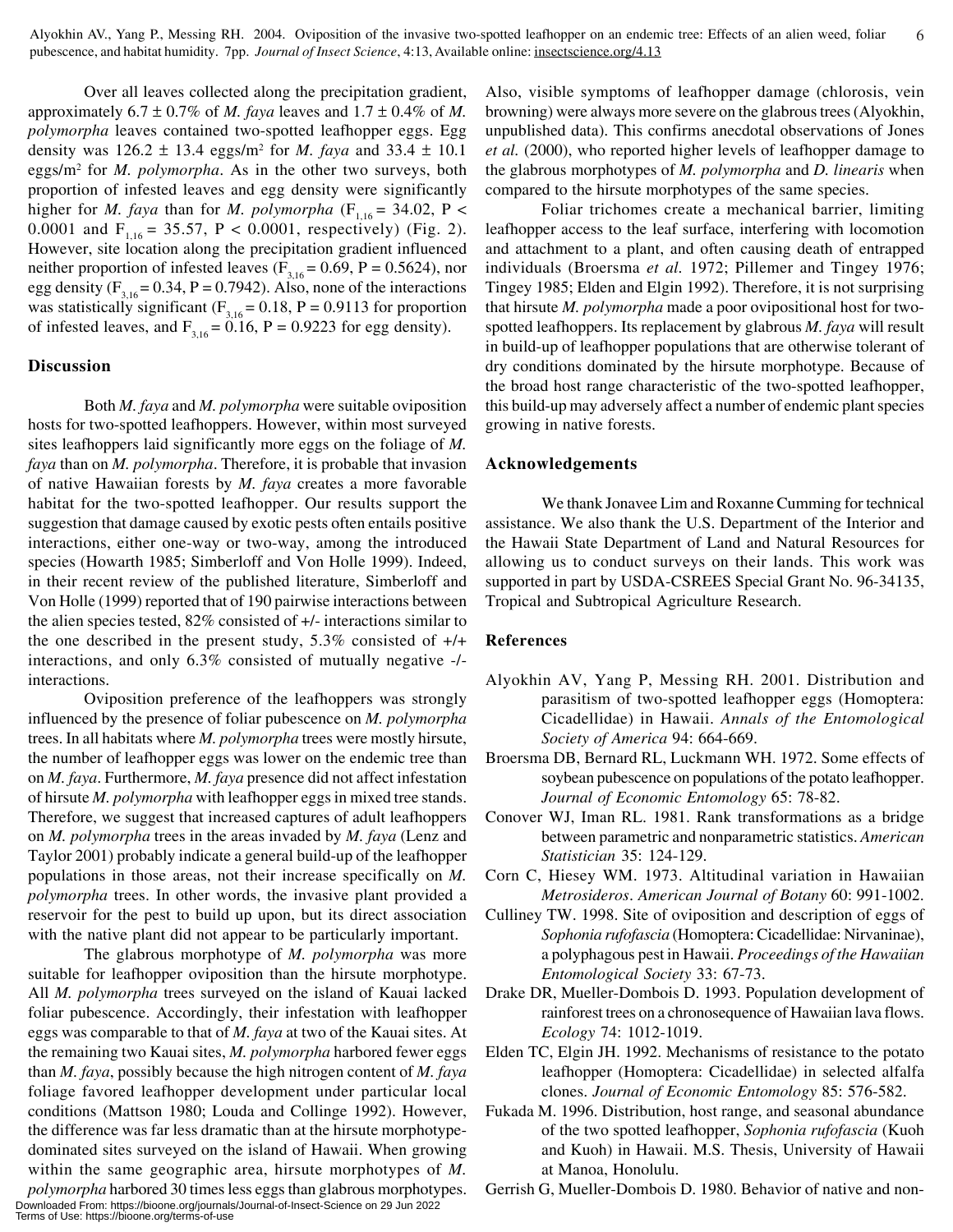Over all leaves collected along the precipitation gradient, approximately 6.7 ± 0.7% of *M. faya* leaves and 1.7 ± 0.4% of *M. polymorpha* leaves contained two-spotted leafhopper eggs. Egg density was 126.2 ± 13.4 eggs/m$^2$ for *M. faya* and 33.4 ± 10.1 eggs/m$^2$ for *M. polymorpha*. As in the other two surveys, both proportion of infested leaves and egg density were significantly higher for *M. faya* than for *M. polymorpha* ($F_{1,16}$ = 34.02, P < 0.0001 and $F_{1,16}$ = 35.57, P < 0.0001, respectively) (Fig. 2). However, site location along the precipitation gradient influenced neither proportion of infested leaves ($F_{3,16}$ = 0.69, P = 0.5624), nor egg density ($F_{3,16}$ = 0.34, P = 0.7942). Also, none of the interactions was statistically significant ($F_{3,16}$ = 0.18, P = 0.9113 for proportion of infested leaves, and $F_{3,16}$ = 0.16, P = 0.9223 for egg density).

## Discussion

Both *M. faya* and *M. polymorpha* were suitable oviposition hosts for two-spotted leafhoppers. However, within most surveyed sites leafhoppers laid significantly more eggs on the foliage of *M. faya* than on *M. polymorpha*. Therefore, it is probable that invasion of native Hawaiian forests by *M. faya* creates a more favorable habitat for the two-spotted leafhopper. Our results support the suggestion that damage caused by exotic pests often entails positive interactions, either one-way or two-way, among the introduced species (Howarth 1985; Simberloff and Von Holle 1999). Indeed, in their recent review of the published literature, Simberloff and Von Holle (1999) reported that of 190 pairwise interactions between the alien species tested, 82% consisted of +/- interactions similar to the one described in the present study, 5.3% consisted of +/+ interactions, and only 6.3% consisted of mutually negative -/- interactions.

Oviposition preference of the leafhoppers was strongly influenced by the presence of foliar pubescence on *M. polymorpha* trees. In all habitats where *M. polymorpha* trees were mostly hirsute, the number of leafhopper eggs was lower on the endemic tree than on *M. faya*. Furthermore, *M. faya* presence did not affect infestation of hirsute *M. polymorpha* with leafhopper eggs in mixed tree stands. Therefore, we suggest that increased captures of adult leafhoppers on *M. polymorpha* trees in the areas invaded by *M. faya* (Lenz and Taylor 2001) probably indicate a general build-up of the leafhopper populations in those areas, not their increase specifically on *M. polymorpha* trees. In other words, the invasive plant provided a reservoir for the pest to build up upon, but its direct association with the native plant did not appear to be particularly important.

The glabrous morphotype of *M. polymorpha* was more suitable for leafhopper oviposition than the hirsute morphotype. All *M. polymorpha* trees surveyed on the island of Kauai lacked foliar pubescence. Accordingly, their infestation with leafhopper eggs was comparable to that of *M. faya* at two of the Kauai sites. At the remaining two Kauai sites, *M. polymorpha* harbored fewer eggs than *M. faya*, possibly because the high nitrogen content of *M. faya* foliage favored leafhopper development under particular local conditions (Mattson 1980; Louda and Collinge 1992). However, the difference was far less dramatic than at the hirsute morphotype-dominated sites surveyed on the island of Hawaii. When growing within the same geographic area, hirsute morphotypes of *M. polymorpha* harbored 30 times less eggs than glabrous morphotypes. Also, visible symptoms of leafhopper damage (chlorosis, vein browning) were always more severe on the glabrous trees (Alyokhin, unpublished data). This confirms anecdotal observations of Jones *et al.* (2000), who reported higher levels of leafhopper damage to the glabrous morphotypes of *M. polymorpha* and *D. linearis* when compared to the hirsute morphotypes of the same species.

Foliar trichomes create a mechanical barrier, limiting leafhopper access to the leaf surface, interfering with locomotion and attachment to a plant, and often causing death of entrapped individuals (Broersma *et al.* 1972; Pillemer and Tingey 1976; Tingey 1985; Elden and Elgin 1992). Therefore, it is not surprising that hirsute *M. polymorpha* made a poor ovipositional host for two-spotted leafhoppers. Its replacement by glabrous *M. faya* will result in build-up of leafhopper populations that are otherwise tolerant of dry conditions dominated by the hirsute morphotype. Because of the broad host range characteristic of the two-spotted leafhopper, this build-up may adversely affect a number of endemic plant species growing in native forests.

## Acknowledgements

We thank Jonavee Lim and Roxanne Cumming for technical assistance. We also thank the U.S. Department of the Interior and the Hawaii State Department of Land and Natural Resources for allowing us to conduct surveys on their lands. This work was supported in part by USDA-CSREES Special Grant No. 96-34135, Tropical and Subtropical Agriculture Research.

## References

Alyokhin AV, Yang P, Messing RH. 2001. Distribution and parasitism of two-spotted leafhopper eggs (Homoptera: Cicadellidae) in Hawaii. *Annals of the Entomological Society of America* 94: 664-669.

Broersma DB, Bernard RL, Luckmann WH. 1972. Some effects of soybean pubescence on populations of the potato leafhopper. *Journal of Economic Entomology* 65: 78-82.

Conover WJ, Iman RL. 1981. Rank transformations as a bridge between parametric and nonparametric statistics. *American Statistician* 35: 124-129.

Corn C, Hiesey WM. 1973. Altitudinal variation in Hawaiian *Metrosideros*. *American Journal of Botany* 60: 991-1002.

Culliney TW. 1998. Site of oviposition and description of eggs of *Sophonia rufofascia* (Homoptera: Cicadellidae: Nirvaninae), a polyphagous pest in Hawaii. *Proceedings of the Hawaiian Entomological Society* 33: 67-73.

Drake DR, Mueller-Dombois D. 1993. Population development of rainforest trees on a chronosequence of Hawaiian lava flows. *Ecology* 74: 1012-1019.

Elden TC, Elgin JH. 1992. Mechanisms of resistance to the potato leafhopper (Homoptera: Cicadellidae) in selected alfalfa clones. *Journal of Economic Entomology* 85: 576-582.

Fukada M. 1996. Distribution, host range, and seasonal abundance of the two spotted leafhopper, *Sophonia rufofascia* (Kuoh and Kuoh) in Hawaii. M.S. Thesis, University of Hawaii at Manoa, Honolulu.

Gerrish G, Mueller-Dombois D. 1980. Behavior of native and non-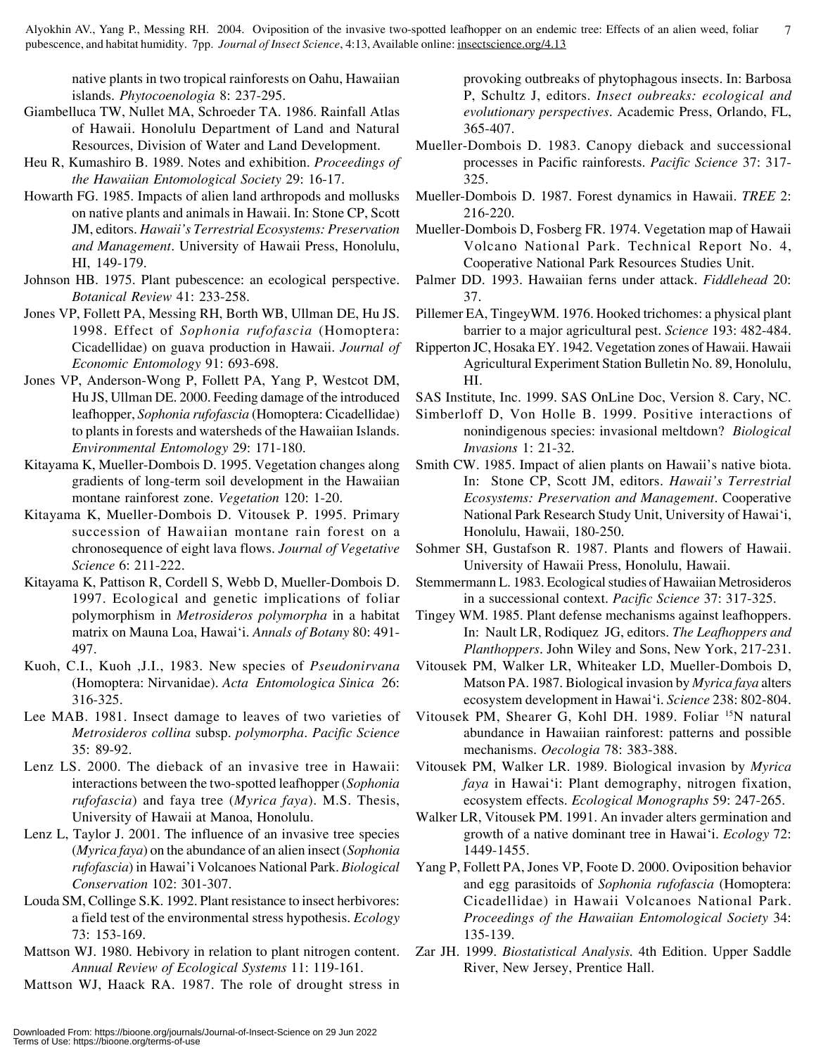native plants in two tropical rainforests on Oahu, Hawaiian islands. *Phytocoenologia* 8: 237-295.

Giambelluca TW, Nullet MA, Schroeder TA. 1986. Rainfall Atlas of Hawaii. Honolulu Department of Land and Natural Resources, Division of Water and Land Development.

Heu R, Kumashiro B. 1989. Notes and exhibition. *Proceedings of the Hawaiian Entomological Society* 29: 16-17.

Howarth FG. 1985. Impacts of alien land arthropods and mollusks on native plants and animals in Hawaii. In: Stone CP, Scott JM, editors. *Hawaii's Terrestrial Ecosystems: Preservation and Management*. University of Hawaii Press, Honolulu, HI, 149-179.

Johnson HB. 1975. Plant pubescence: an ecological perspective. *Botanical Review* 41: 233-258.

Jones VP, Follett PA, Messing RH, Borth WB, Ullman DE, Hu JS. 1998. Effect of *Sophonia rufofascia* (Homoptera: Cicadellidae) on guava production in Hawaii. *Journal of Economic Entomology* 91: 693-698.

Jones VP, Anderson-Wong P, Follett PA, Yang P, Westcot DM, Hu JS, Ullman DE. 2000. Feeding damage of the introduced leafhopper, *Sophonia rufofascia* (Homoptera: Cicadellidae) to plants in forests and watersheds of the Hawaiian Islands. *Environmental Entomology* 29: 171-180.

Kitayama K, Mueller-Dombois D. 1995. Vegetation changes along gradients of long-term soil development in the Hawaiian montane rainforest zone. *Vegetation* 120: 1-20.

Kitayama K, Mueller-Dombois D. Vitousek P. 1995. Primary succession of Hawaiian montane rain forest on a chronosequence of eight lava flows. *Journal of Vegetative Science* 6: 211-222.

Kitayama K, Pattison R, Cordell S, Webb D, Mueller-Dombois D. 1997. Ecological and genetic implications of foliar polymorphism in *Metrosideros polymorpha* in a habitat matrix on Mauna Loa, Hawai'i. *Annals of Botany* 80: 491-497.

Kuoh, C.I., Kuoh ,J.I., 1983. New species of *Pseudonirvana* (Homoptera: Nirvanidae). *Acta Entomologica Sinica* 26: 316-325.

Lee MAB. 1981. Insect damage to leaves of two varieties of *Metrosideros collina* subsp. *polymorpha*. *Pacific Science* 35: 89-92.

Lenz LS. 2000. The dieback of an invasive tree in Hawaii: interactions between the two-spotted leafhopper (*Sophonia rufofascia*) and faya tree (*Myrica faya*). M.S. Thesis, University of Hawaii at Manoa, Honolulu.

Lenz L, Taylor J. 2001. The influence of an invasive tree species (*Myrica faya*) on the abundance of an alien insect (*Sophonia rufofascia*) in Hawai'i Volcanoes National Park. *Biological Conservation* 102: 301-307.

Louda SM, Collinge S.K. 1992. Plant resistance to insect herbivores: a field test of the environmental stress hypothesis. *Ecology* 73: 153-169.

Mattson WJ. 1980. Hebivory in relation to plant nitrogen content. *Annual Review of Ecological Systems* 11: 119-161.

Mattson WJ, Haack RA. 1987. The role of drought stress in provoking outbreaks of phytophagous insects. In: Barbosa P, Schultz J, editors. *Insect oubreaks: ecological and evolutionary perspectives*. Academic Press, Orlando, FL, 365-407.

Mueller-Dombois D. 1983. Canopy dieback and successional processes in Pacific rainforests. *Pacific Science* 37: 317-325.

Mueller-Dombois D. 1987. Forest dynamics in Hawaii. *TREE* 2: 216-220.

Mueller-Dombois D, Fosberg FR. 1974. Vegetation map of Hawaii Volcano National Park. Technical Report No. 4, Cooperative National Park Resources Studies Unit.

Palmer DD. 1993. Hawaiian ferns under attack. *Fiddlehead* 20: 37.

Pillemer EA, TingeyWM. 1976. Hooked trichomes: a physical plant barrier to a major agricultural pest. *Science* 193: 482-484.

Ripperton JC, Hosaka EY. 1942. Vegetation zones of Hawaii. Hawaii Agricultural Experiment Station Bulletin No. 89, Honolulu, HI.

SAS Institute, Inc. 1999. SAS OnLine Doc, Version 8. Cary, NC.

Simberloff D, Von Holle B. 1999. Positive interactions of nonindigenous species: invasional meltdown? *Biological Invasions* 1: 21-32.

Smith CW. 1985. Impact of alien plants on Hawaii's native biota. In: Stone CP, Scott JM, editors. *Hawaii's Terrestrial Ecosystems: Preservation and Management*. Cooperative National Park Research Study Unit, University of Hawai'i, Honolulu, Hawaii, 180-250.

Sohmer SH, Gustafson R. 1987. Plants and flowers of Hawaii. University of Hawaii Press, Honolulu, Hawaii.

Stemmermann L. 1983. Ecological studies of Hawaiian Metrosideros in a successional context. *Pacific Science* 37: 317-325.

Tingey WM. 1985. Plant defense mechanisms against leafhoppers. In: Nault LR, Rodiquez JG, editors. *The Leafhoppers and Planthoppers*. John Wiley and Sons, New York, 217-231.

Vitousek PM, Walker LR, Whiteaker LD, Mueller-Dombois D, Matson PA. 1987. Biological invasion by *Myrica faya* alters ecosystem development in Hawai'i. *Science* 238: 802-804.

Vitousek PM, Shearer G, Kohl DH. 1989. Foliar $^{15}N$ natural abundance in Hawaiian rainforest: patterns and possible mechanisms. *Oecologia* 78: 383-388.

Vitousek PM, Walker LR. 1989. Biological invasion by *Myrica faya* in Hawai'i: Plant demography, nitrogen fixation, ecosystem effects. *Ecological Monographs* 59: 247-265.

Walker LR, Vitousek PM. 1991. An invader alters germination and growth of a native dominant tree in Hawai'i. *Ecology* 72: 1449-1455.

Yang P, Follett PA, Jones VP, Foote D. 2000. Oviposition behavior and egg parasitoids of *Sophonia rufofascia* (Homoptera: Cicadellidae) in Hawaii Volcanoes National Park. *Proceedings of the Hawaiian Entomological Society* 34: 135-139.

Zar JH. 1999. *Biostatistical Analysis.* 4th Edition. Upper Saddle River, New Jersey, Prentice Hall.